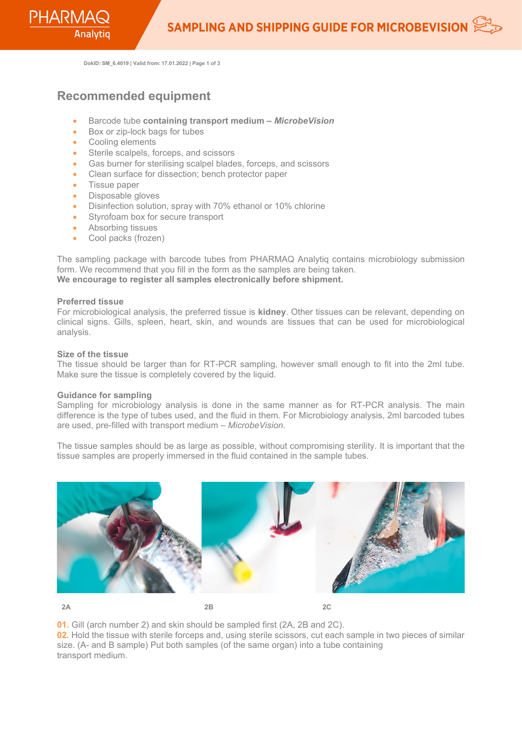## Recommended equipment

- Barcode tube **containing transport medium – *MicrobeVision***
- Box or zip-lock bags for tubes
- Cooling elements
- Sterile scalpels, forceps, and scissors
- Gas burner for sterilising scalpel blades, forceps, and scissors
- Clean surface for dissection; bench protector paper
- Tissue paper
- Disposable gloves
- Disinfection solution, spray with 70% ethanol or 10% chlorine
- Styrofoam box for secure transport
- Absorbing tissues
- Cool packs (frozen)

The sampling package with barcode tubes from PHARMAQ Analytiq contains microbiology submission form. We recommend that you fill in the form as the samples are being taken.
**We encourage to register all samples electronically before shipment.**

**Preferred tissue**
For microbiological analysis, the preferred tissue is **kidney**. Other tissues can be relevant, depending on clinical signs. Gills, spleen, heart, skin, and wounds are tissues that can be used for microbiological analysis.

**Size of the tissue**
The tissue should be larger than for RT-PCR sampling, however small enough to fit into the 2ml tube. Make sure the tissue is completely covered by the liquid.

**Guidance for sampling**
Sampling for microbiology analysis is done in the same manner as for RT-PCR analysis. The main difference is the type of tubes used, and the fluid in them. For Microbiology analysis, 2ml barcoded tubes are used, pre-filled with transport medium – *MicrobeVision*.

The tissue samples should be as large as possible, without compromising sterility. It is important that the tissue samples are properly immersed in the fluid contained in the sample tubes.

2A 2B 2C

**01.** Gill (arch number 2) and skin should be sampled first (2A, 2B and 2C).
**02.** Hold the tissue with sterile forceps and, using sterile scissors, cut each sample in two pieces of similar size. (A- and B sample) Put both samples (of the same organ) into a tube containing transport medium.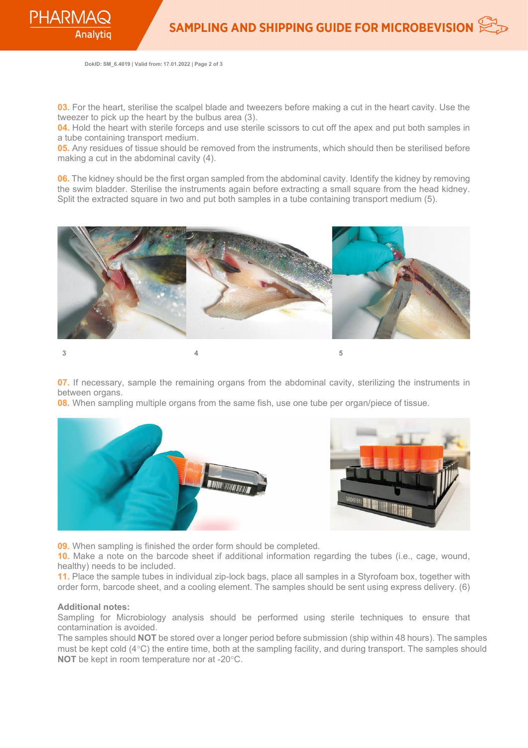**03.** For the heart, sterilise the scalpel blade and tweezers before making a cut in the heart cavity. Use the tweezer to pick up the heart by the bulbus area (3).
**04.** Hold the heart with sterile forceps and use sterile scissors to cut off the apex and put both samples in a tube containing transport medium.
**05.** Any residues of tissue should be removed from the instruments, which should then be sterilised before making a cut in the abdominal cavity (4).

**06.** The kidney should be the first organ sampled from the abdominal cavity. Identify the kidney by removing the swim bladder. Sterilise the instruments again before extracting a small square from the head kidney. Split the extracted square in two and put both samples in a tube containing transport medium (5).

3

4

5

**07.** If necessary, sample the remaining organs from the abdominal cavity, sterilizing the instruments in between organs.
**08.** When sampling multiple organs from the same fish, use one tube per organ/piece of tissue.

**09.** When sampling is finished the order form should be completed.
**10.** Make a note on the barcode sheet if additional information regarding the tubes (i.e., cage, wound, healthy) needs to be included.
**11.** Place the sample tubes in individual zip-lock bags, place all samples in a Styrofoam box, together with order form, barcode sheet, and a cooling element. The samples should be sent using express delivery. (6)

**Additional notes:**
Sampling for Microbiology analysis should be performed using sterile techniques to ensure that contamination is avoided.
The samples should **NOT** be stored over a longer period before submission (ship within 48 hours). The samples must be kept cold (4°C) the entire time, both at the sampling facility, and during transport. The samples should **NOT** be kept in room temperature nor at -20°C.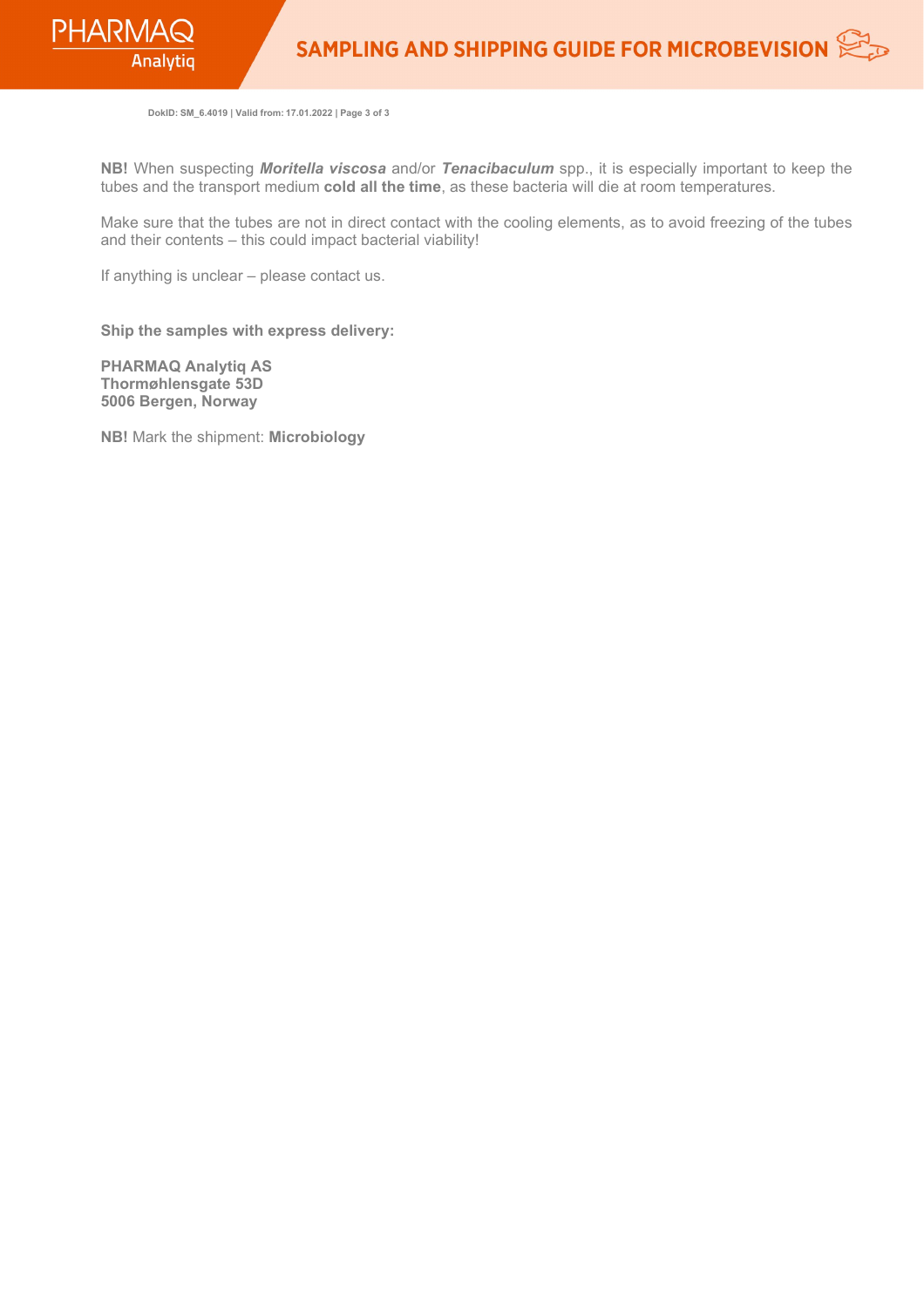**NB!** When suspecting ***Moritella viscosa*** and/or ***Tenacibaculum*** spp., it is especially important to keep the tubes and the transport medium **cold all the time**, as these bacteria will die at room temperatures.

Make sure that the tubes are not in direct contact with the cooling elements, as to avoid freezing of the tubes and their contents – this could impact bacterial viability!

If anything is unclear – please contact us.

**Ship the samples with express delivery:**

**PHARMAQ Analytiq AS**
**Thormøhlensgate 53D**
**5006 Bergen, Norway**

**NB!** Mark the shipment: **Microbiology**